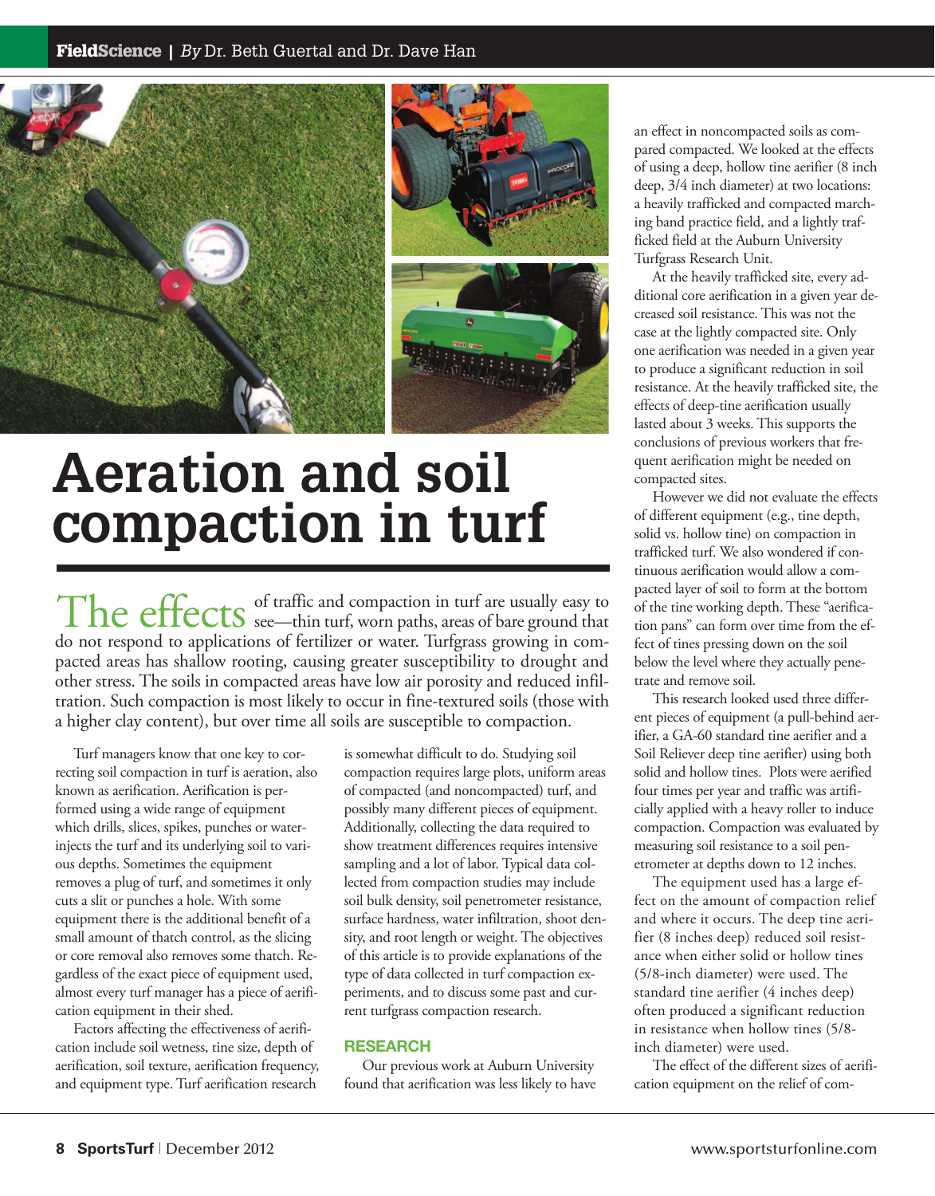# Aeration and soil compaction in turf

The effects of traffic and compaction in turf are usually easy to see—thin turf, worn paths, areas of bare ground that do not respond to applications of fertilizer or water. Turfgrass growing in compacted areas has shallow rooting, causing greater susceptibility to drought and other stress. The soils in compacted areas have low air porosity and reduced infiltration. Such compaction is most likely to occur in fine-textured soils (those with a higher clay content), but over time all soils are susceptible to compaction.

Turf managers know that one key to correcting soil compaction in turf is aeration, also known as aerification. Aerification is performed using a wide range of equipment which drills, slices, spikes, punches or water-injects the turf and its underlying soil to various depths. Sometimes the equipment removes a plug of turf, and sometimes it only cuts a slit or punches a hole. With some equipment there is the additional benefit of a small amount of thatch control, as the slicing or core removal also removes some thatch. Regardless of the exact piece of equipment used, almost every turf manager has a piece of aerification equipment in their shed.

Factors affecting the effectiveness of aerification include soil wetness, tine size, depth of aerification, soil texture, aerification frequency, and equipment type. Turf aerification research is somewhat difficult to do. Studying soil compaction requires large plots, uniform areas of compacted (and noncompacted) turf, and possibly many different pieces of equipment. Additionally, collecting the data required to show treatment differences requires intensive sampling and a lot of labor. Typical data collected from compaction studies may include soil bulk density, soil penetrometer resistance, surface hardness, water infiltration, shoot density, and root length or weight. The objectives of this article is to provide explanations of the type of data collected in turf compaction experiments, and to discuss some past and current turfgrass compaction research.

## RESEARCH

Our previous work at Auburn University found that aerification was less likely to have an effect in noncompacted soils as compared compacted. We looked at the effects of using a deep, hollow tine aerifier (8 inch deep, 3/4 inch diameter) at two locations: a heavily trafficked and compacted marching band practice field, and a lightly trafficked field at the Auburn University Turfgrass Research Unit.

At the heavily trafficked site, every additional core aerification in a given year decreased soil resistance. This was not the case at the lightly compacted site. Only one aerification was needed in a given year to produce a significant reduction in soil resistance. At the heavily trafficked site, the effects of deep-tine aerification usually lasted about 3 weeks. This supports the conclusions of previous workers that frequent aerification might be needed on compacted sites.

However we did not evaluate the effects of different equipment (e.g., tine depth, solid vs. hollow tine) on compaction in trafficked turf. We also wondered if continuous aerification would allow a compacted layer of soil to form at the bottom of the tine working depth. These "aerification pans" can form over time from the effect of tines pressing down on the soil below the level where they actually penetrate and remove soil.

This research looked used three different pieces of equipment (a pull-behind aerifier, a GA-60 standard tine aerifier and a Soil Reliever deep tine aerifier) using both solid and hollow tines. Plots were aerified four times per year and traffic was artificially applied with a heavy roller to induce compaction. Compaction was evaluated by measuring soil resistance to a soil penetrometer at depths down to 12 inches.

The equipment used has a large effect on the amount of compaction relief and where it occurs. The deep tine aerifier (8 inches deep) reduced soil resistance when either solid or hollow tines (5/8-inch diameter) were used. The standard tine aerifier (4 inches deep) often produced a significant reduction in resistance when hollow tines (5/8-inch diameter) were used.

The effect of the different sizes of aerification equipment on the relief of com-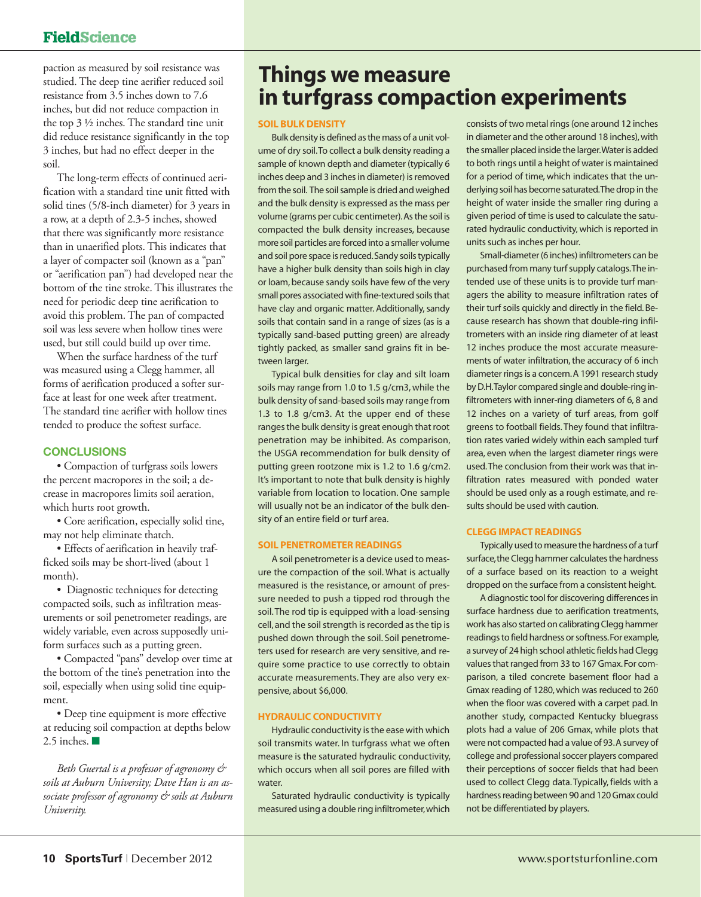paction as measured by soil resistance was studied. The deep tine aerifier reduced soil resistance from 3.5 inches down to 7.6 inches, but did not reduce compaction in the top 3 ½ inches. The standard tine unit did reduce resistance significantly in the top 3 inches, but had no effect deeper in the soil.

The long-term effects of continued aerification with a standard tine unit fitted with solid tines (5/8-inch diameter) for 3 years in a row, at a depth of 2.3-5 inches, showed that there was significantly more resistance than in unaerified plots. This indicates that a layer of compacter soil (known as a "pan" or "aerification pan") had developed near the bottom of the tine stroke. This illustrates the need for periodic deep tine aerification to avoid this problem. The pan of compacted soil was less severe when hollow tines were used, but still could build up over time.

When the surface hardness of the turf was measured using a Clegg hammer, all forms of aerification produced a softer surface at least for one week after treatment. The standard tine aerifier with hollow tines tended to produce the softest surface.

## CONCLUSIONS

- Compaction of turfgrass soils lowers the percent macropores in the soil; a decrease in macropores limits soil aeration, which hurts root growth.
- Core aerification, especially solid tine, may not help eliminate thatch.
- Effects of aerification in heavily trafficked soils may be short-lived (about 1 month).
- Diagnostic techniques for detecting compacted soils, such as infiltration measurements or soil penetrometer readings, are widely variable, even across supposedly uniform surfaces such as a putting green.
- Compacted "pans" develop over time at the bottom of the tine's penetration into the soil, especially when using solid tine equipment.
- Deep tine equipment is more effective at reducing soil compaction at depths below 2.5 inches. ■

*Beth Guertal is a professor of agronomy & soils at Auburn University; Dave Han is an associate professor of agronomy & soils at Auburn University.*

# Things we measure in turfgrass compaction experiments

### SOIL BULK DENSITY

Bulk density is defined as the mass of a unit volume of dry soil. To collect a bulk density reading a sample of known depth and diameter (typically 6 inches deep and 3 inches in diameter) is removed from the soil. The soil sample is dried and weighed and the bulk density is expressed as the mass per volume (grams per cubic centimeter). As the soil is compacted the bulk density increases, because more soil particles are forced into a smaller volume and soil pore space is reduced. Sandy soils typically have a higher bulk density than soils high in clay or loam, because sandy soils have few of the very small pores associated with fine-textured soils that have clay and organic matter. Additionally, sandy soils that contain sand in a range of sizes (as is a typically sand-based putting green) are already tightly packed, as smaller sand grains fit in between larger.

Typical bulk densities for clay and silt loam soils may range from 1.0 to 1.5 g/cm3, while the bulk density of sand-based soils may range from 1.3 to 1.8 g/cm3. At the upper end of these ranges the bulk density is great enough that root penetration may be inhibited. As comparison, the USGA recommendation for bulk density of putting green rootzone mix is 1.2 to 1.6 g/cm2. It's important to note that bulk density is highly variable from location to location. One sample will usually not be an indicator of the bulk density of an entire field or turf area.

### SOIL PENETROMETER READINGS

A soil penetrometer is a device used to measure the compaction of the soil. What is actually measured is the resistance, or amount of pressure needed to push a tipped rod through the soil. The rod tip is equipped with a load-sensing cell, and the soil strength is recorded as the tip is pushed down through the soil. Soil penetrometers used for research are very sensitive, and require some practice to use correctly to obtain accurate measurements. They are also very expensive, about $6,000.

### HYDRAULIC CONDUCTIVITY

Hydraulic conductivity is the ease with which soil transmits water. In turfgrass what we often measure is the saturated hydraulic conductivity, which occurs when all soil pores are filled with water.

Saturated hydraulic conductivity is typically measured using a double ring infiltrometer, which consists of two metal rings (one around 12 inches in diameter and the other around 18 inches), with the smaller placed inside the larger. Water is added to both rings until a height of water is maintained for a period of time, which indicates that the underlying soil has become saturated. The drop in the height of water inside the smaller ring during a given period of time is used to calculate the saturated hydraulic conductivity, which is reported in units such as inches per hour.

Small-diameter (6 inches) infiltrometers can be purchased from many turf supply catalogs. The intended use of these units is to provide turf managers the ability to measure infiltration rates of their turf soils quickly and directly in the field. Because research has shown that double-ring infiltrometers with an inside ring diameter of at least 12 inches produce the most accurate measurements of water infiltration, the accuracy of 6 inch diameter rings is a concern. A 1991 research study by D.H. Taylor compared single and double-ring infiltrometers with inner-ring diameters of 6, 8 and 12 inches on a variety of turf areas, from golf greens to football fields. They found that infiltration rates varied widely within each sampled turf area, even when the largest diameter rings were used. The conclusion from their work was that infiltration rates measured with ponded water should be used only as a rough estimate, and results should be used with caution.

### CLEGG IMPACT READINGS

Typically used to measure the hardness of a turf surface, the Clegg hammer calculates the hardness of a surface based on its reaction to a weight dropped on the surface from a consistent height.

A diagnostic tool for discovering differences in surface hardness due to aerification treatments, work has also started on calibrating Clegg hammer readings to field hardness or softness. For example, a survey of 24 high school athletic fields had Clegg values that ranged from 33 to 167 Gmax. For comparison, a tiled concrete basement floor had a Gmax reading of 1280, which was reduced to 260 when the floor was covered with a carpet pad. In another study, compacted Kentucky bluegrass plots had a value of 206 Gmax, while plots that were not compacted had a value of 93. A survey of college and professional soccer players compared their perceptions of soccer fields that had been used to collect Clegg data. Typically, fields with a hardness reading between 90 and 120 Gmax could not be differentiated by players.